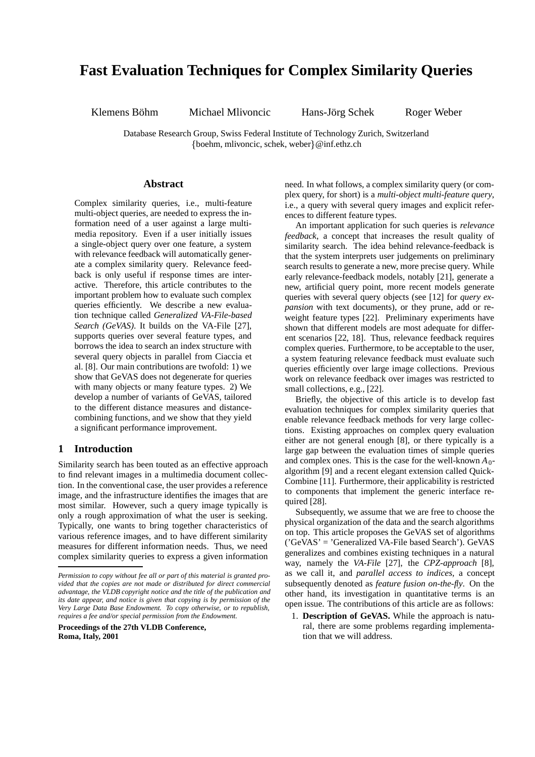# Fast Evaluation Techniques for Complex Similarity Queries

Klemens Böhm Michael Mlivoncic Hans-Jörg Schek Roger Weber

Database Research Group, Swiss Federal Institute of Technology Zurich, Switzerland
{boehm, mlivoncic, schek, weber}@inf.ethz.ch

## Abstract

Complex similarity queries, i.e., multi-feature multi-object queries, are needed to express the information need of a user against a large multimedia repository. Even if a user initially issues a single-object query over one feature, a system with relevance feedback will automatically generate a complex similarity query. Relevance feedback is only useful if response times are interactive. Therefore, this article contributes to the important problem how to evaluate such complex queries efficiently. We describe a new evaluation technique called *Generalized VA-File-based Search (GeVAS)*. It builds on the VA-File [27], supports queries over several feature types, and borrows the idea to search an index structure with several query objects in parallel from Ciaccia et al. [8]. Our main contributions are twofold: 1) we show that GeVAS does not degenerate for queries with many objects or many feature types. 2) We develop a number of variants of GeVAS, tailored to the different distance measures and distance-combining functions, and we show that they yield a significant performance improvement.

## 1 Introduction

Similarity search has been touted as an effective approach to find relevant images in a multimedia document collection. In the conventional case, the user provides a reference image, and the infrastructure identifies the images that are most similar. However, such a query image typically is only a rough approximation of what the user is seeking. Typically, one wants to bring together characteristics of various reference images, and to have different similarity measures for different information needs. Thus, we need complex similarity queries to express a given information need. In what follows, a complex similarity query (or complex query, for short) is a *multi-object multi-feature query*, i.e., a query with several query images and explicit references to different feature types.

An important application for such queries is *relevance feedback*, a concept that increases the result quality of similarity search. The idea behind relevance-feedback is that the system interprets user judgements on preliminary search results to generate a new, more precise query. While early relevance-feedback models, notably [21], generate a new, artificial query point, more recent models generate queries with several query objects (see [12] for *query expansion* with text documents), or they prune, add or reweight feature types [22]. Preliminary experiments have shown that different models are most adequate for different scenarios [22, 18]. Thus, relevance feedback requires complex queries. Furthermore, to be acceptable to the user, a system featuring relevance feedback must evaluate such queries efficiently over large image collections. Previous work on relevance feedback over images was restricted to small collections, e.g., [22].

Briefly, the objective of this article is to develop fast evaluation techniques for complex similarity queries that enable relevance feedback methods for very large collections. Existing approaches on complex query evaluation either are not general enough [8], or there typically is a large gap between the evaluation times of simple queries and complex ones. This is the case for the well-known $A_0$-algorithm [9] and a recent elegant extension called Quick-Combine [11]. Furthermore, their applicability is restricted to components that implement the generic interface required [28].

Subsequently, we assume that we are free to choose the physical organization of the data and the search algorithms on top. This article proposes the GeVAS set of algorithms ('GeVAS' = 'Generalized VA-File based Search'). GeVAS generalizes and combines existing techniques in a natural way, namely the *VA-File* [27], the *CPZ-approach* [8], as we call it, and *parallel access to indices*, a concept subsequently denoted as *feature fusion on-the-fly*. On the other hand, its investigation in quantitative terms is an open issue. The contributions of this article are as follows:

1. **Description of GeVAS.** While the approach is natural, there are some problems regarding implementation that we will address.

*Permission to copy without fee all or part of this material is granted provided that the copies are not made or distributed for direct commercial advantage, the VLDB copyright notice and the title of the publication and its date appear, and notice is given that copying is by permission of the Very Large Data Base Endowment. To copy otherwise, or to republish, requires a fee and/or special permission from the Endowment.*

**Proceedings of the 27th VLDB Conference, Roma, Italy, 2001**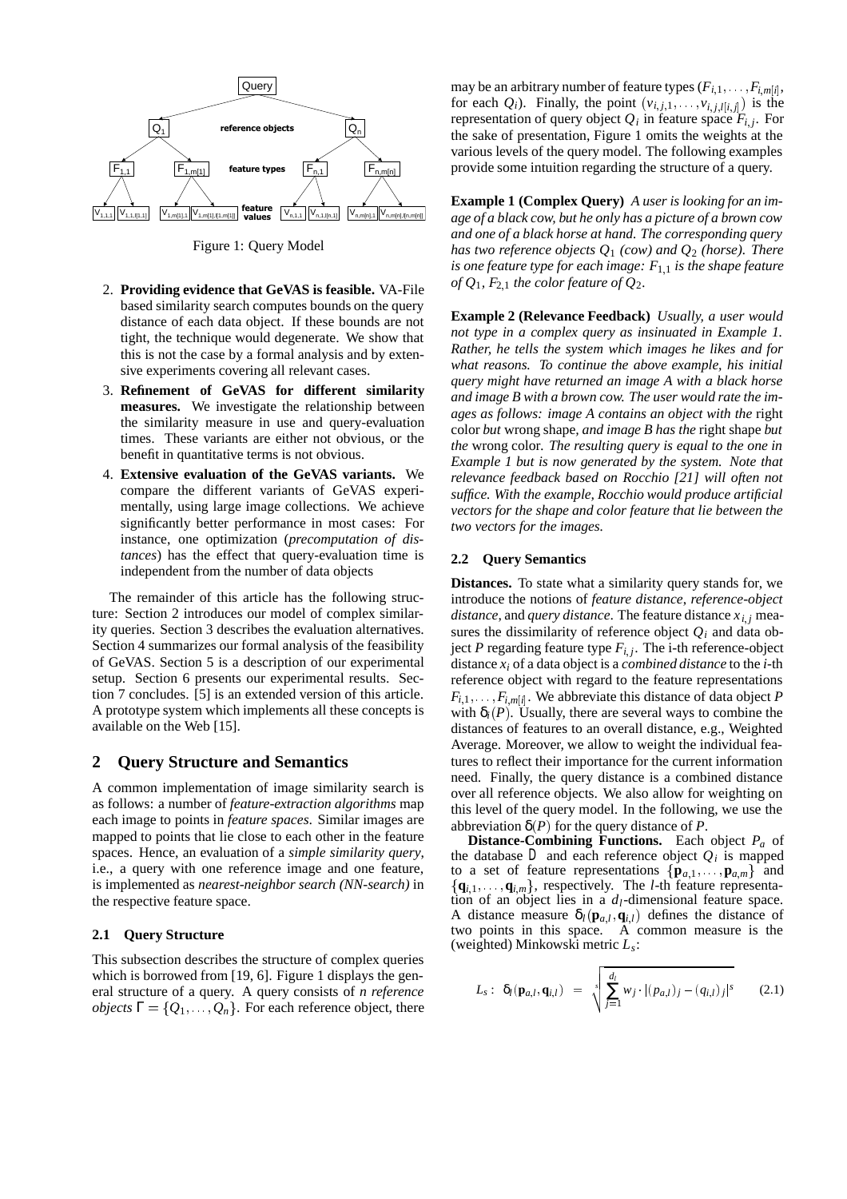Figure 1: Query Model

2. **Providing evidence that GeVAS is feasible.** VA-File based similarity search computes bounds on the query distance of each data object. If these bounds are not tight, the technique would degenerate. We show that this is not the case by a formal analysis and by extensive experiments covering all relevant cases.
3. **Refinement of GeVAS for different similarity measures.** We investigate the relationship between the similarity measure in use and query-evaluation times. These variants are either not obvious, or the benefit in quantitative terms is not obvious.
4. **Extensive evaluation of the GeVAS variants.** We compare the different variants of GeVAS experimentally, using large image collections. We achieve significantly better performance in most cases: For instance, one optimization (*precomputation of distances*) has the effect that query-evaluation time is independent from the number of data objects

The remainder of this article has the following structure: Section 2 introduces our model of complex similarity queries. Section 3 describes the evaluation alternatives. Section 4 summarizes our formal analysis of the feasibility of GeVAS. Section 5 is a description of our experimental setup. Section 6 presents our experimental results. Section 7 concludes. [5] is an extended version of this article. A prototype system which implements all these concepts is available on the Web [15].

## 2 Query Structure and Semantics

A common implementation of image similarity search is as follows: a number of *feature-extraction algorithms* map each image to points in *feature spaces*. Similar images are mapped to points that lie close to each other in the feature spaces. Hence, an evaluation of a *simple similarity query*, i.e., a query with one reference image and one feature, is implemented as *nearest-neighbor search (NN-search)* in the respective feature space.

### 2.1 Query Structure

This subsection describes the structure of complex queries which is borrowed from [19, 6]. Figure 1 displays the general structure of a query. A query consists of *n reference objects* $\Gamma = \{Q_1, \ldots, Q_n\}$. For each reference object, there may be an arbitrary number of feature types $(F_{i,1}, \ldots, F_{i,m[i]}$, for each $Q_i)$. Finally, the point $(v_{i,j,1}, \ldots, v_{i,j,l[i,j]})$ is the representation of query object $Q_i$ in feature space $F_{i,j}$. For the sake of presentation, Figure 1 omits the weights at the various levels of the query model. The following examples provide some intuition regarding the structure of a query.

**Example 1 (Complex Query)** *A user is looking for an image of a black cow, but he only has a picture of a brown cow and one of a black horse at hand. The corresponding query has two reference objects $Q_1$ (cow) and $Q_2$ (horse). There is one feature type for each image: $F_{1,1}$ is the shape feature of $Q_1$, $F_{2,1}$ the color feature of $Q_2$.*

**Example 2 (Relevance Feedback)** *Usually, a user would not type in a complex query as insinuated in Example 1. Rather, he tells the system which images he likes and for what reasons. To continue the above example, his initial query might have returned an image A with a black horse and image B with a brown cow. The user would rate the images as follows: image A contains an object with the* right color *but* wrong shape*, and image B has the* right shape *but the* wrong color*. The resulting query is equal to the one in Example 1 but is now generated by the system. Note that relevance feedback based on Rocchio [21] will often not suffice. With the example, Rocchio would produce artificial vectors for the shape and color feature that lie between the two vectors for the images.*

### 2.2 Query Semantics

**Distances.** To state what a similarity query stands for, we introduce the notions of *feature distance*, *reference-object distance*, and *query distance*. The feature distance $x_{i,j}$ measures the dissimilarity of reference object $Q_i$ and data object $P$ regarding feature type $F_{i,j}$. The i-th reference-object distance $x_i$ of a data object is a *combined distance* to the $i$-th reference object with regard to the feature representations $F_{i,1}, \ldots, F_{i,m[i]}$. We abbreviate this distance of data object $P$ with $\delta_i(P)$. Usually, there are several ways to combine the distances of features to an overall distance, e.g., Weighted Average. Moreover, we allow to weight the individual features to reflect their importance for the current information need. Finally, the query distance is a combined distance over all reference objects. We also allow for weighting on this level of the query model. In the following, we use the abbreviation $\delta(P)$ for the query distance of $P$.

**Distance-Combining Functions.** Each object $P_a$ of the database $\mathbb{D}$ and each reference object $Q_i$ is mapped to a set of feature representations $\{\mathbf{p}_{a,1}, \ldots, \mathbf{p}_{a,m}\}$ and $\{\mathbf{q}_{i,1}, \ldots, \mathbf{q}_{i,m}\}$, respectively. The $l$-th feature representation of an object lies in a $d_l$-dimensional feature space. A distance measure $\delta_l(\mathbf{p}_{a,l}, \mathbf{q}_{i,l})$ defines the distance of two points in this space. A common measure is the (weighted) Minkowski metric $L_s$:

$$L_s: \;\; \delta_l(\mathbf{p}_{a,l}, \mathbf{q}_{i,l}) \;\; = \;\; \sqrt[s]{\sum_{j=1}^{d_l} w_j \cdot |(p_{a,l})_j - (q_{i,l})_j|^s} \qquad (2.1)$$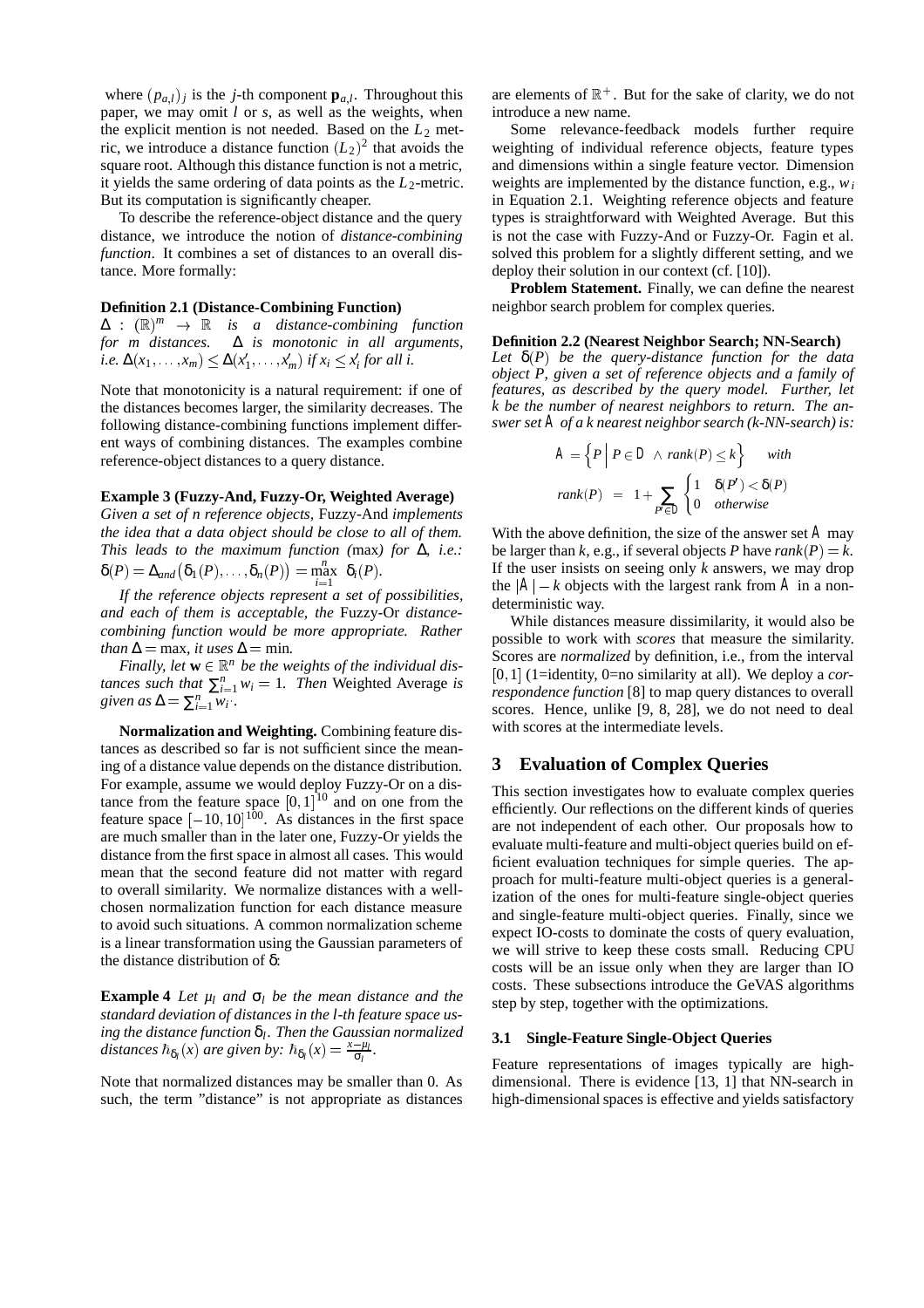where $(p_{a,l})_j$ is the $j$-th component $\mathbf{p}_{a,l}$. Throughout this paper, we may omit $l$ or $s$, as well as the weights, when the explicit mention is not needed. Based on the $L_2$ metric, we introduce a distance function $(L_2)^2$ that avoids the square root. Although this distance function is not a metric, it yields the same ordering of data points as the $L_2$-metric. But its computation is significantly cheaper.

To describe the reference-object distance and the query distance, we introduce the notion of *distance-combining function*. It combines a set of distances to an overall distance. More formally:

**Definition 2.1 (Distance-Combining Function)**
*$\Delta : (\mathbb{R})^m \rightarrow \mathbb{R}$ is a distance-combining function for $m$ distances. $\Delta$ is monotonic in all arguments, i.e. $\Delta(x_1, \ldots, x_m) \leq \Delta(x'_1, \ldots, x'_m)$ if $x_i \leq x'_i$ for all $i$.*

Note that monotonicity is a natural requirement: if one of the distances becomes larger, the similarity decreases. The following distance-combining functions implement different ways of combining distances. The examples combine reference-object distances to a query distance.

**Example 3 (Fuzzy-And, Fuzzy-Or, Weighted Average)**
*Given a set of n reference objects,* Fuzzy-And *implements the idea that a data object should be close to all of them. This leads to the maximum function (*max*) for $\Delta$, i.e.: $\delta(P) = \Delta_{and}(\delta_1(P), \ldots, \delta_n(P)) = \max_{i=1}^{n} \delta_i(P)$.*

*If the reference objects represent a set of possibilities, and each of them is acceptable, the* Fuzzy-Or *distance-combining function would be more appropriate. Rather than $\Delta = \max$, it uses $\Delta = \min$.*

*Finally, let $\mathbf{w} \in \mathbb{R}^n$ be the weights of the individual distances such that $\sum_{i=1}^{n} w_i = 1$. Then* Weighted Average *is given as $\Delta = \sum_{i=1}^{n} w_i \cdot$.*

**Normalization and Weighting.** Combining feature distances as described so far is not sufficient since the meaning of a distance value depends on the distance distribution. For example, assume we would deploy Fuzzy-Or on a distance from the feature space $[0,1]^{10}$ and on one from the feature space $[-10,10]^{100}$. As distances in the first space are much smaller than in the later one, Fuzzy-Or yields the distance from the first space in almost all cases. This would mean that the second feature did not matter with regard to overall similarity. We normalize distances with a well-chosen normalization function for each distance measure to avoid such situations. A common normalization scheme is a linear transformation using the Gaussian parameters of the distance distribution of $\delta$:

**Example 4** *Let $\mu_l$ and $\sigma_l$ be the mean distance and the standard deviation of distances in the $l$-th feature space using the distance function $\delta_l$. Then the Gaussian normalized distances $\hbar_{\delta_l}(x)$ are given by: $\hbar_{\delta_l}(x) = \frac{x - \mu_l}{\sigma_l}$.*

Note that normalized distances may be smaller than 0. As such, the term "distance" is not appropriate as distances are elements of $\mathbb{R}^+$. But for the sake of clarity, we do not introduce a new name.

Some relevance-feedback models further require weighting of individual reference objects, feature types and dimensions within a single feature vector. Dimension weights are implemented by the distance function, e.g., $w_i$ in Equation 2.1. Weighting reference objects and feature types is straightforward with Weighted Average. But this is not the case with Fuzzy-And or Fuzzy-Or. Fagin et al. solved this problem for a slightly different setting, and we deploy their solution in our context (cf. [10]).

**Problem Statement.** Finally, we can define the nearest neighbor search problem for complex queries.

**Definition 2.2 (Nearest Neighbor Search; NN-Search)**
*Let $\delta(P)$ be the query-distance function for the data object $P$, given a set of reference objects and a family of features, as described by the query model. Further, let $k$ be the number of nearest neighbors to return. The answer set $\mathbb{A}$ of a k nearest neighbor search (k-NN-search) is:*

$$\mathbb{A} = \left\{ P \;\middle|\; P \in \mathbb{D} \;\wedge\; rank(P) \leq k \right\} \quad \textit{with}$$

$$rank(P) = 1 + \sum_{P' \in \mathbb{D}} \begin{cases} 1 & \delta(P') < \delta(P) \\ 0 & \textit{otherwise} \end{cases}$$

With the above definition, the size of the answer set $\mathbb{A}$ may be larger than $k$, e.g., if several objects $P$ have $rank(P) = k$. If the user insists on seeing only $k$ answers, we may drop the $|\mathbb{A}| - k$ objects with the largest rank from $\mathbb{A}$ in a non-deterministic way.

While distances measure dissimilarity, it would also be possible to work with *scores* that measure the similarity. Scores are *normalized* by definition, i.e., from the interval $[0,1]$ (1=identity, 0=no similarity at all). We deploy a *correspondence function* [8] to map query distances to overall scores. Hence, unlike [9, 8, 28], we do not need to deal with scores at the intermediate levels.

# 3 Evaluation of Complex Queries

This section investigates how to evaluate complex queries efficiently. Our reflections on the different kinds of queries are not independent of each other. Our proposals how to evaluate multi-feature and multi-object queries build on efficient evaluation techniques for simple queries. The approach for multi-feature multi-object queries is a generalization of the ones for multi-feature single-object queries and single-feature multi-object queries. Finally, since we expect IO-costs to dominate the costs of query evaluation, we will strive to keep these costs small. Reducing CPU costs will be an issue only when they are larger than IO costs. These subsections introduce the GeVAS algorithms step by step, together with the optimizations.

## 3.1 Single-Feature Single-Object Queries

Feature representations of images typically are high-dimensional. There is evidence [13, 1] that NN-search in high-dimensional spaces is effective and yields satisfactory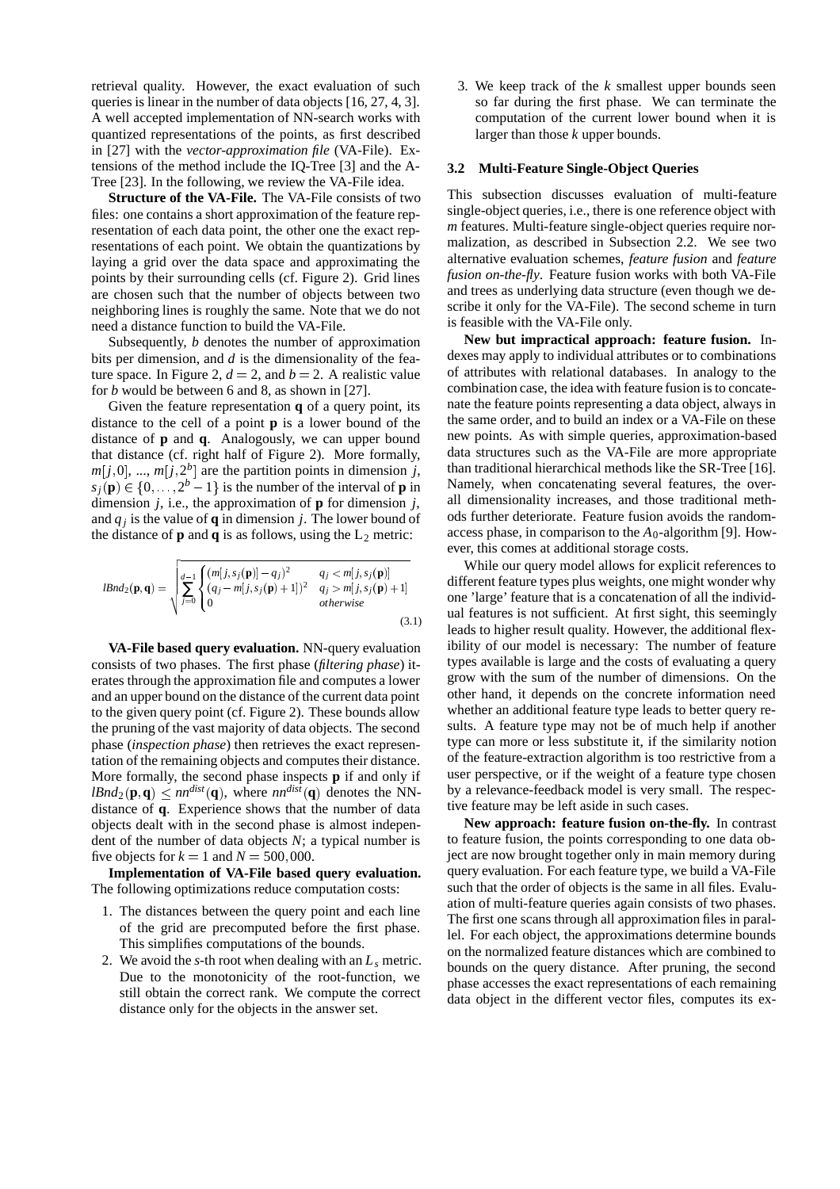retrieval quality. However, the exact evaluation of such queries is linear in the number of data objects [16, 27, 4, 3]. A well accepted implementation of NN-search works with quantized representations of the points, as first described in [27] with the *vector-approximation file* (VA-File). Extensions of the method include the IQ-Tree [3] and the A-Tree [23]. In the following, we review the VA-File idea.

**Structure of the VA-File.** The VA-File consists of two files: one contains a short approximation of the feature representation of each data point, the other one the exact representations of each point. We obtain the quantizations by laying a grid over the data space and approximating the points by their surrounding cells (cf. Figure 2). Grid lines are chosen such that the number of objects between two neighboring lines is roughly the same. Note that we do not need a distance function to build the VA-File.

Subsequently, $b$ denotes the number of approximation bits per dimension, and $d$ is the dimensionality of the feature space. In Figure 2, $d = 2$, and $b = 2$. A realistic value for $b$ would be between 6 and 8, as shown in [27].

Given the feature representation $\mathbf{q}$ of a query point, its distance to the cell of a point $\mathbf{p}$ is a lower bound of the distance of $\mathbf{p}$ and $\mathbf{q}$. Analogously, we can upper bound that distance (cf. right half of Figure 2). More formally, $m[j,0]$, ..., $m[j,2^b]$ are the partition points in dimension $j$, $s_j(\mathbf{p}) \in \{0,\ldots,2^b-1\}$ is the number of the interval of $\mathbf{p}$ in dimension $j$, i.e., the approximation of $\mathbf{p}$ for dimension $j$, and $q_j$ is the value of $\mathbf{q}$ in dimension $j$. The lower bound of the distance of $\mathbf{p}$ and $\mathbf{q}$ is as follows, using the $L_2$ metric:

$$lBnd_2(\mathbf{p},\mathbf{q}) = \sqrt{\sum_{j=0}^{d-1} \begin{cases} (m[j,s_j(\mathbf{p})]-q_j)^2 & q_j < m[j,s_j(\mathbf{p})] \\ (q_j - m[j,s_j(\mathbf{p})+1])^2 & q_j > m[j,s_j(\mathbf{p})+1] \\ 0 & otherwise \end{cases}} \tag{3.1}$$

**VA-File based query evaluation.** NN-query evaluation consists of two phases. The first phase (*filtering phase*) iterates through the approximation file and computes a lower and an upper bound on the distance of the current data point to the given query point (cf. Figure 2). These bounds allow the pruning of the vast majority of data objects. The second phase (*inspection phase*) then retrieves the exact representation of the remaining objects and computes their distance. More formally, the second phase inspects $\mathbf{p}$ if and only if $lBnd_2(\mathbf{p},\mathbf{q}) \leq nn^{dist}(\mathbf{q})$, where $nn^{dist}(\mathbf{q})$ denotes the NN-distance of $\mathbf{q}$. Experience shows that the number of data objects dealt with in the second phase is almost independent of the number of data objects $N$; a typical number is five objects for $k = 1$ and $N = 500,000$.

**Implementation of VA-File based query evaluation.** The following optimizations reduce computation costs:

1. The distances between the query point and each line of the grid are precomputed before the first phase. This simplifies computations of the bounds.
2. We avoid the $s$-th root when dealing with an $L_s$ metric. Due to the monotonicity of the root-function, we still obtain the correct rank. We compute the correct distance only for the objects in the answer set.
3. We keep track of the $k$ smallest upper bounds seen so far during the first phase. We can terminate the computation of the current lower bound when it is larger than those $k$ upper bounds.

### 3.2 Multi-Feature Single-Object Queries

This subsection discusses evaluation of multi-feature single-object queries, i.e., there is one reference object with $m$ features. Multi-feature single-object queries require normalization, as described in Subsection 2.2. We see two alternative evaluation schemes, *feature fusion* and *feature fusion on-the-fly*. Feature fusion works with both VA-File and trees as underlying data structure (even though we describe it only for the VA-File). The second scheme in turn is feasible with the VA-File only.

**New but impractical approach: feature fusion.** Indexes may apply to individual attributes or to combinations of attributes with relational databases. In analogy to the combination case, the idea with feature fusion is to concatenate the feature points representing a data object, always in the same order, and to build an index or a VA-File on these new points. As with simple queries, approximation-based data structures such as the VA-File are more appropriate than traditional hierarchical methods like the SR-Tree [16]. Namely, when concatenating several features, the overall dimensionality increases, and those traditional methods further deteriorate. Feature fusion avoids the random-access phase, in comparison to the $A_0$-algorithm [9]. However, this comes at additional storage costs.

While our query model allows for explicit references to different feature types plus weights, one might wonder why one 'large' feature that is a concatenation of all the individual features is not sufficient. At first sight, this seemingly leads to higher result quality. However, the additional flexibility of our model is necessary: The number of feature types available is large and the costs of evaluating a query grow with the sum of the number of dimensions. On the other hand, it depends on the concrete information need whether an additional feature type leads to better query results. A feature type may not be of much help if another type can more or less substitute it, if the similarity notion of the feature-extraction algorithm is too restrictive from a user perspective, or if the weight of a feature type chosen by a relevance-feedback model is very small. The respective feature may be left aside in such cases.

**New approach: feature fusion on-the-fly.** In contrast to feature fusion, the points corresponding to one data object are now brought together only in main memory during query evaluation. For each feature type, we build a VA-File such that the order of objects is the same in all files. Evaluation of multi-feature queries again consists of two phases. The first one scans through all approximation files in parallel. For each object, the approximations determine bounds on the normalized feature distances which are combined to bounds on the query distance. After pruning, the second phase accesses the exact representations of each remaining data object in the different vector files, computes its ex-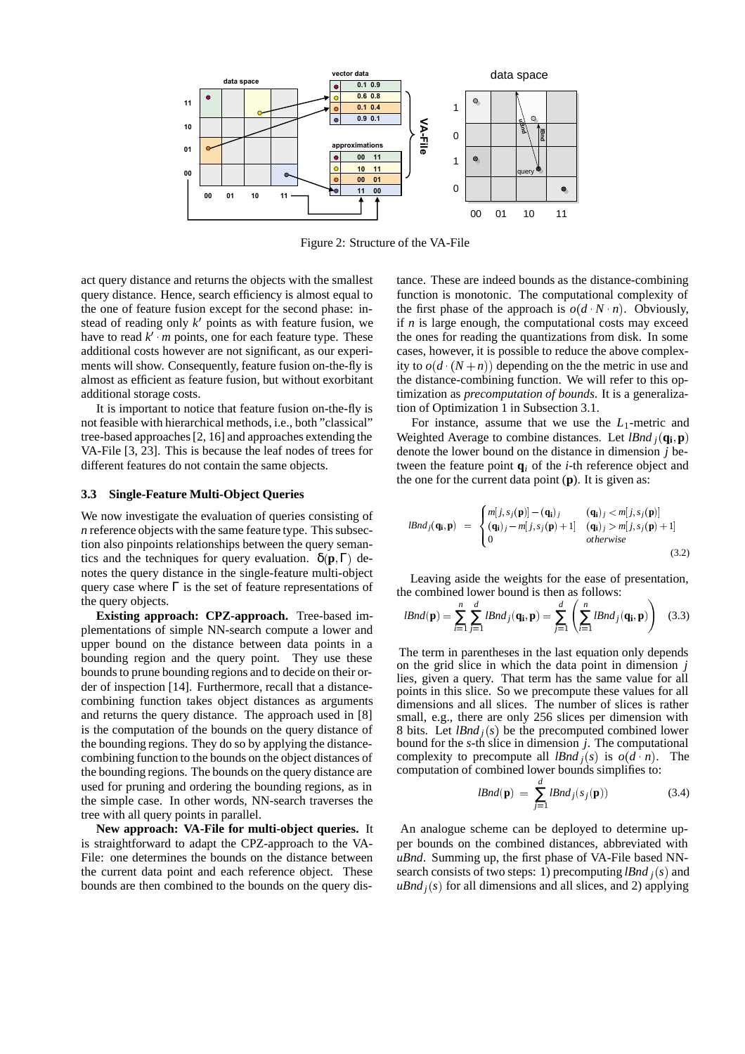Figure 2: Structure of the VA-File

act query distance and returns the objects with the smallest query distance. Hence, search efficiency is almost equal to the one of feature fusion except for the second phase: instead of reading only $k'$ points as with feature fusion, we have to read $k' \cdot m$ points, one for each feature type. These additional costs however are not significant, as our experiments will show. Consequently, feature fusion on-the-fly is almost as efficient as feature fusion, but without exorbitant additional storage costs.

It is important to notice that feature fusion on-the-fly is not feasible with hierarchical methods, i.e., both "classical" tree-based approaches [2, 16] and approaches extending the VA-File [3, 23]. This is because the leaf nodes of trees for different features do not contain the same objects.

### 3.3 Single-Feature Multi-Object Queries

We now investigate the evaluation of queries consisting of $n$ reference objects with the same feature type. This subsection also pinpoints relationships between the query semantics and the techniques for query evaluation. $\delta(\mathbf{p}, \Gamma)$ denotes the query distance in the single-feature multi-object query case where $\Gamma$ is the set of feature representations of the query objects.

**Existing approach: CPZ-approach.** Tree-based implementations of simple NN-search compute a lower and upper bound on the distance between data points in a bounding region and the query point. They use these bounds to prune bounding regions and to decide on their order of inspection [14]. Furthermore, recall that a distance-combining function takes object distances as arguments and returns the query distance. The approach used in [8] is the computation of the bounds on the query distance of the bounding regions. They do so by applying the distance-combining function to the bounds on the object distances of the bounding regions. The bounds on the query distance are used for pruning and ordering the bounding regions, as in the simple case. In other words, NN-search traverses the tree with all query points in parallel.

**New approach: VA-File for multi-object queries.** It is straightforward to adapt the CPZ-approach to the VA-File: one determines the bounds on the distance between the current data point and each reference object. These bounds are then combined to the bounds on the query distance. These are indeed bounds as the distance-combining function is monotonic. The computational complexity of the first phase of the approach is $o(d \cdot N \cdot n)$. Obviously, if $n$ is large enough, the computational costs may exceed the ones for reading the quantizations from disk. In some cases, however, it is possible to reduce the above complexity to $o(d \cdot (N + n))$ depending on the the metric in use and the distance-combining function. We will refer to this optimization as *precomputation of bounds*. It is a generalization of Optimization 1 in Subsection 3.1.

For instance, assume that we use the $L_1$-metric and Weighted Average to combine distances. Let $lBnd_j(\mathbf{q_i}, \mathbf{p})$ denote the lower bound on the distance in dimension $j$ between the feature point $\mathbf{q}_i$ of the $i$-th reference object and the one for the current data point ($\mathbf{p}$). It is given as:

$$lBnd_j(\mathbf{q_i}, \mathbf{p}) = \begin{cases} m[j, s_j(\mathbf{p})] - (\mathbf{q_i})_j & (\mathbf{q_i})_j < m[j, s_j(\mathbf{p})] \\ (\mathbf{q_i})_j - m[j, s_j(\mathbf{p}) + 1] & (\mathbf{q_i})_j > m[j, s_j(\mathbf{p}) + 1] \\ 0 & \textit{otherwise} \end{cases} \tag{3.2}$$

Leaving aside the weights for the ease of presentation, the combined lower bound is then as follows:

$$lBnd(\mathbf{p}) = \sum_{i=1}^{n} \sum_{j=1}^{d} lBnd_j(\mathbf{q_i}, \mathbf{p}) = \sum_{j=1}^{d} \left( \sum_{i=1}^{n} lBnd_j(\mathbf{q_i}, \mathbf{p}) \right) \tag{3.3}$$

The term in parentheses in the last equation only depends on the grid slice in which the data point in dimension $j$ lies, given a query. That term has the same value for all points in this slice. So we precompute these values for all dimensions and all slices. The number of slices is rather small, e.g., there are only 256 slices per dimension with 8 bits. Let $lBnd_j(s)$ be the precomputed combined lower bound for the $s$-th slice in dimension $j$. The computational complexity to precompute all $lBnd_j(s)$ is $o(d \cdot n)$. The computation of combined lower bounds simplifies to:

$$lBnd(\mathbf{p}) = \sum_{j=1}^{d} lBnd_j(s_j(\mathbf{p})) \tag{3.4}$$

An analogue scheme can be deployed to determine upper bounds on the combined distances, abbreviated with *uBnd*. Summing up, the first phase of VA-File based NN-search consists of two steps: 1) precomputing $lBnd_j(s)$ and $uBnd_j(s)$ for all dimensions and all slices, and 2) applying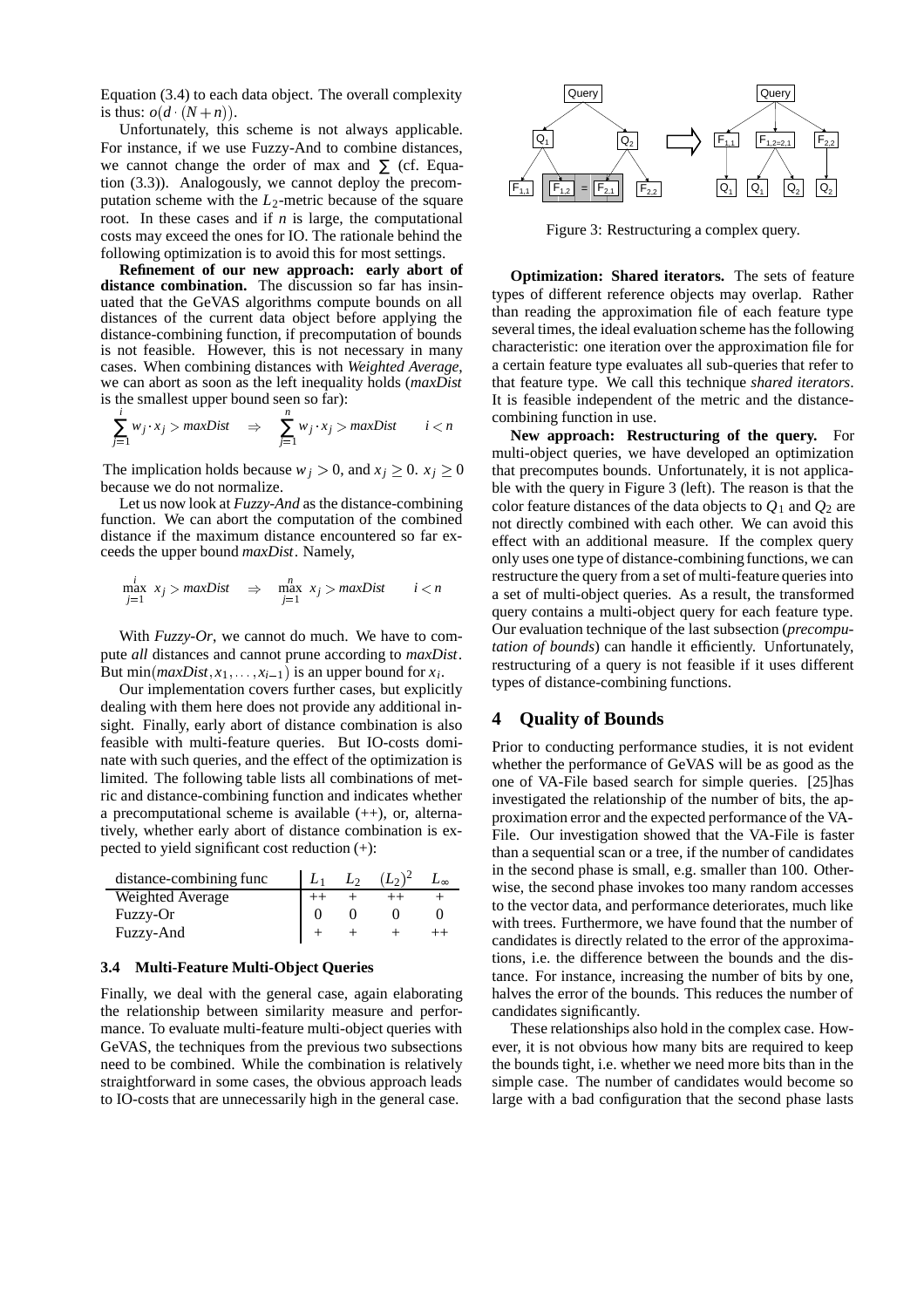Equation (3.4) to each data object. The overall complexity is thus: $o(d \cdot (N+n))$.

Unfortunately, this scheme is not always applicable. For instance, if we use Fuzzy-And to combine distances, we cannot change the order of max and $\sum$ (cf. Equation (3.3)). Analogously, we cannot deploy the precomputation scheme with the $L_2$-metric because of the square root. In these cases and if $n$ is large, the computational costs may exceed the ones for IO. The rationale behind the following optimization is to avoid this for most settings.

**Refinement of our new approach: early abort of distance combination.** The discussion so far has insinuated that the GeVAS algorithms compute bounds on all distances of the current data object before applying the distance-combining function, if precomputation of bounds is not feasible. However, this is not necessary in many cases. When combining distances with *Weighted Average*, we can abort as soon as the left inequality holds (*maxDist* is the smallest upper bound seen so far):

$$\sum_{j=1}^{i} w_j \cdot x_j > maxDist \quad \Rightarrow \quad \sum_{j=1}^{n} w_j \cdot x_j > maxDist \qquad i < n$$

The implication holds because $w_j > 0$, and $x_j \geq 0$. $x_j \geq 0$ because we do not normalize.

Let us now look at *Fuzzy-And* as the distance-combining function. We can abort the computation of the combined distance if the maximum distance encountered so far exceeds the upper bound *maxDist*. Namely,

$$\max_{j=1}^{i} x_j > maxDist \quad \Rightarrow \quad \max_{j=1}^{n} x_j > maxDist \qquad i < n$$

With *Fuzzy-Or*, we cannot do much. We have to compute *all* distances and cannot prune according to *maxDist*. But $\min(maxDist, x_1, \ldots, x_{i-1})$ is an upper bound for $x_i$.

Our implementation covers further cases, but explicitly dealing with them here does not provide any additional insight. Finally, early abort of distance combination is also feasible with multi-feature queries. But IO-costs dominate with such queries, and the effect of the optimization is limited. The following table lists all combinations of metric and distance-combining function and indicates whether a precomputational scheme is available (++), or, alternatively, whether early abort of distance combination is expected to yield significant cost reduction (+):

| distance-combining func | $L_1$ | $L_2$ | $(L_2)^2$ | $L_\infty$ |
|---|---|---|---|---|
| Weighted Average | ++ | + | ++ | + |
| Fuzzy-Or | 0 | 0 | 0 | 0 |
| Fuzzy-And | + | + | + | ++ |

### 3.4 Multi-Feature Multi-Object Queries

Finally, we deal with the general case, again elaborating the relationship between similarity measure and performance. To evaluate multi-feature multi-object queries with GeVAS, the techniques from the previous two subsections need to be combined. While the combination is relatively straightforward in some cases, the obvious approach leads to IO-costs that are unnecessarily high in the general case.

Figure 3: Restructuring a complex query.

**Optimization: Shared iterators.** The sets of feature types of different reference objects may overlap. Rather than reading the approximation file of each feature type several times, the ideal evaluation scheme has the following characteristic: one iteration over the approximation file for a certain feature type evaluates all sub-queries that refer to that feature type. We call this technique *shared iterators*. It is feasible independent of the metric and the distance-combining function in use.

**New approach: Restructuring of the query.** For multi-object queries, we have developed an optimization that precomputes bounds. Unfortunately, it is not applicable with the query in Figure 3 (left). The reason is that the color feature distances of the data objects to $Q_1$ and $Q_2$ are not directly combined with each other. We can avoid this effect with an additional measure. If the complex query only uses one type of distance-combining functions, we can restructure the query from a set of multi-feature queries into a set of multi-object queries. As a result, the transformed query contains a multi-object query for each feature type. Our evaluation technique of the last subsection (*precomputation of bounds*) can handle it efficiently. Unfortunately, restructuring of a query is not feasible if it uses different types of distance-combining functions.

## 4 Quality of Bounds

Prior to conducting performance studies, it is not evident whether the performance of GeVAS will be as good as the one of VA-File based search for simple queries. [25]has investigated the relationship of the number of bits, the approximation error and the expected performance of the VA-File. Our investigation showed that the VA-File is faster than a sequential scan or a tree, if the number of candidates in the second phase is small, e.g. smaller than 100. Otherwise, the second phase invokes too many random accesses to the vector data, and performance deteriorates, much like with trees. Furthermore, we have found that the number of candidates is directly related to the error of the approximations, i.e. the difference between the bounds and the distance. For instance, increasing the number of bits by one, halves the error of the bounds. This reduces the number of candidates significantly.

These relationships also hold in the complex case. However, it is not obvious how many bits are required to keep the bounds tight, i.e. whether we need more bits than in the simple case. The number of candidates would become so large with a bad configuration that the second phase lasts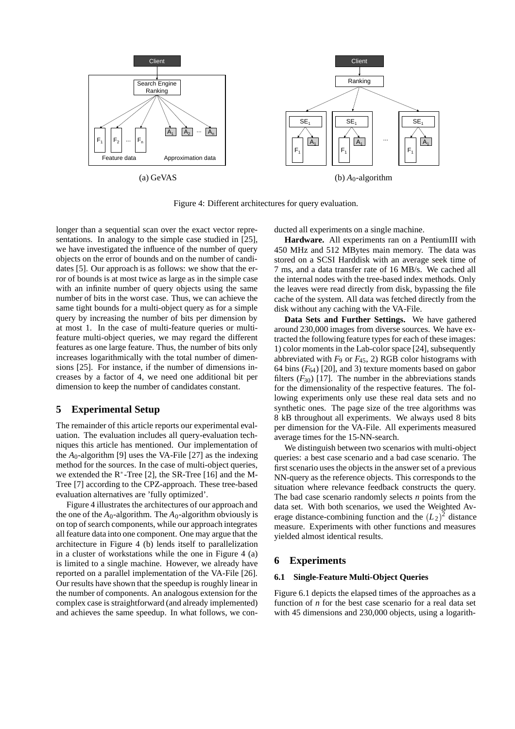(a) GeVAS

(b) $A_0$-algorithm

Figure 4: Different architectures for query evaluation.

longer than a sequential scan over the exact vector representations. In analogy to the simple case studied in [25], we have investigated the influence of the number of query objects on the error of bounds and on the number of candidates [5]. Our approach is as follows: we show that the error of bounds is at most twice as large as in the simple case with an infinite number of query objects using the same number of bits in the worst case. Thus, we can achieve the same tight bounds for a multi-object query as for a simple query by increasing the number of bits per dimension by at most 1. In the case of multi-feature queries or multi-feature multi-object queries, we may regard the different features as one large feature. Thus, the number of bits only increases logarithmically with the total number of dimensions [25]. For instance, if the number of dimensions increases by a factor of 4, we need one additional bit per dimension to keep the number of candidates constant.

## 5 Experimental Setup

The remainder of this article reports our experimental evaluation. The evaluation includes all query-evaluation techniques this article has mentioned. Our implementation of the $A_0$-algorithm [9] uses the VA-File [27] as the indexing method for the sources. In the case of multi-object queries, we extended the $R^*$-Tree [2], the SR-Tree [16] and the M-Tree [7] according to the CPZ-approach. These tree-based evaluation alternatives are 'fully optimized'.

Figure 4 illustrates the architectures of our approach and the one of the $A_0$-algorithm. The $A_0$-algorithm obviously is on top of search components, while our approach integrates all feature data into one component. One may argue that the architecture in Figure 4 (b) lends itself to parallelization in a cluster of workstations while the one in Figure 4 (a) is limited to a single machine. However, we already have reported on a parallel implementation of the VA-File [26]. Our results have shown that the speedup is roughly linear in the number of components. An analogous extension for the complex case is straightforward (and already implemented) and achieves the same speedup. In what follows, we conducted all experiments on a single machine.

**Hardware.** All experiments ran on a PentiumIII with 450 MHz and 512 MBytes main memory. The data was stored on a SCSI Harddisk with an average seek time of 7 ms, and a data transfer rate of 16 MB/s. We cached all the internal nodes with the tree-based index methods. Only the leaves were read directly from disk, bypassing the file cache of the system. All data was fetched directly from the disk without any caching with the VA-File.

**Data Sets and Further Settings.** We have gathered around 230,000 images from diverse sources. We have extracted the following feature types for each of these images: 1) color moments in the Lab-color space [24], subsequently abbreviated with $F_9$ or $F_{45}$, 2) RGB color histograms with 64 bins ($F_{64}$) [20], and 3) texture moments based on gabor filters ($F_{30}$) [17]. The number in the abbreviations stands for the dimensionality of the respective features. The following experiments only use these real data sets and no synthetic ones. The page size of the tree algorithms was 8 kB throughout all experiments. We always used 8 bits per dimension for the VA-File. All experiments measured average times for the 15-NN-search.

We distinguish between two scenarios with multi-object queries: a best case scenario and a bad case scenario. The first scenario uses the objects in the answer set of a previous NN-query as the reference objects. This corresponds to the situation where relevance feedback constructs the query. The bad case scenario randomly selects $n$ points from the data set. With both scenarios, we used the Weighted Average distance-combining function and the $(L_2)^2$ distance measure. Experiments with other functions and measures yielded almost identical results.

## 6 Experiments

### 6.1 Single-Feature Multi-Object Queries

Figure 6.1 depicts the elapsed times of the approaches as a function of $n$ for the best case scenario for a real data set with 45 dimensions and 230,000 objects, using a logarith-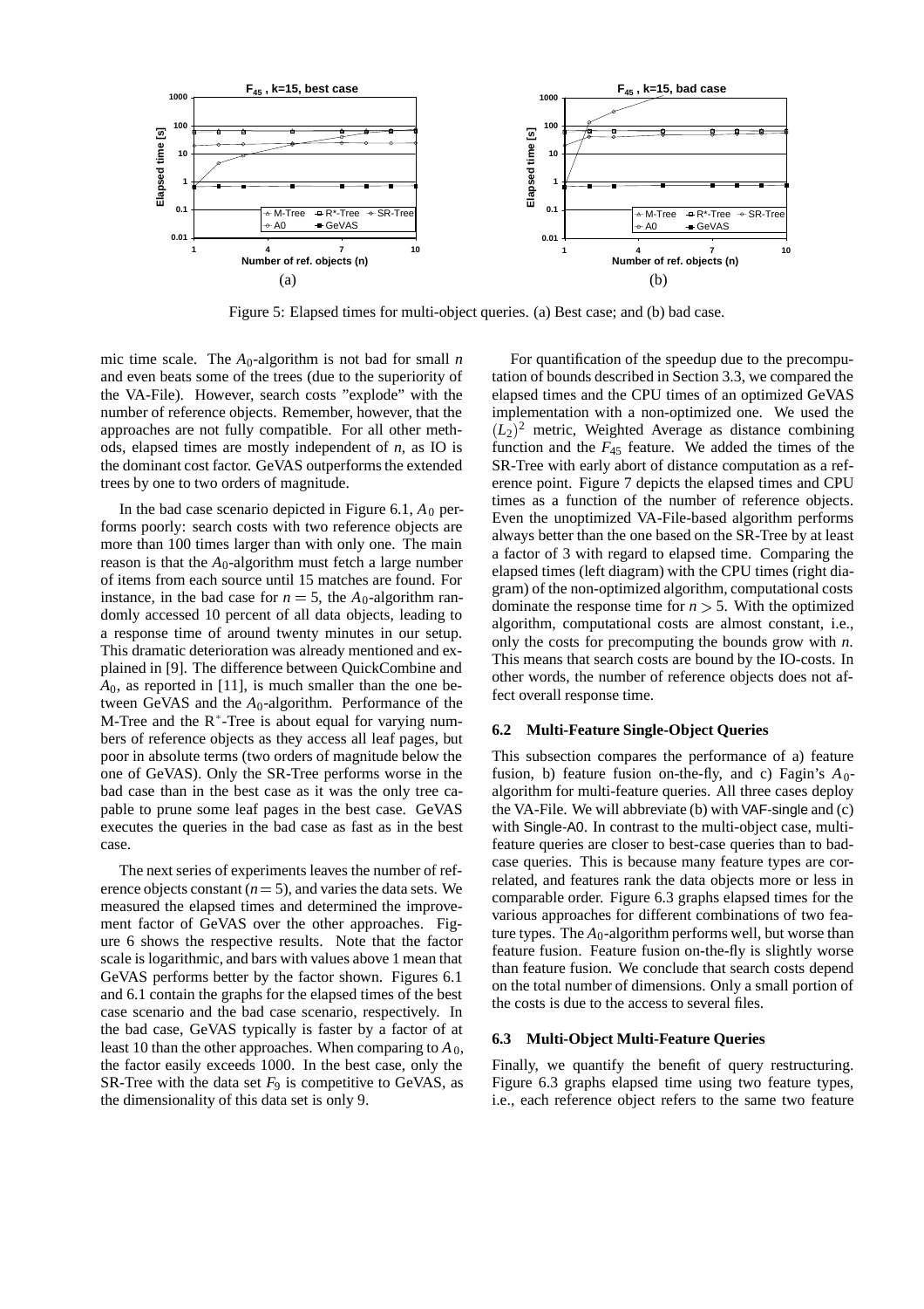Figure 5: Elapsed times for multi-object queries. (a) Best case; and (b) bad case.

mic time scale. The $A_0$-algorithm is not bad for small $n$ and even beats some of the trees (due to the superiority of the VA-File). However, search costs "explode" with the number of reference objects. Remember, however, that the approaches are not fully compatible. For all other methods, elapsed times are mostly independent of $n$, as IO is the dominant cost factor. GeVAS outperforms the extended trees by one to two orders of magnitude.

In the bad case scenario depicted in Figure 6.1, $A_0$ performs poorly: search costs with two reference objects are more than 100 times larger than with only one. The main reason is that the $A_0$-algorithm must fetch a large number of items from each source until 15 matches are found. For instance, in the bad case for $n = 5$, the $A_0$-algorithm randomly accessed 10 percent of all data objects, leading to a response time of around twenty minutes in our setup. This dramatic deterioration was already mentioned and explained in [9]. The difference between QuickCombine and $A_0$, as reported in [11], is much smaller than the one between GeVAS and the $A_0$-algorithm. Performance of the M-Tree and the R$^*$-Tree is about equal for varying numbers of reference objects as they access all leaf pages, but poor in absolute terms (two orders of magnitude below the one of GeVAS). Only the SR-Tree performs worse in the bad case than in the best case as it was the only tree capable to prune some leaf pages in the best case. GeVAS executes the queries in the bad case as fast as in the best case.

The next series of experiments leaves the number of reference objects constant ($n = 5$), and varies the data sets. We measured the elapsed times and determined the improvement factor of GeVAS over the other approaches. Figure 6 shows the respective results. Note that the factor scale is logarithmic, and bars with values above 1 mean that GeVAS performs better by the factor shown. Figures 6.1 and 6.1 contain the graphs for the elapsed times of the best case scenario and the bad case scenario, respectively. In the bad case, GeVAS typically is faster by a factor of at least 10 than the other approaches. When comparing to $A_0$, the factor easily exceeds 1000. In the best case, only the SR-Tree with the data set $F_9$ is competitive to GeVAS, as the dimensionality of this data set is only 9.

For quantification of the speedup due to the precomputation of bounds described in Section 3.3, we compared the elapsed times and the CPU times of an optimized GeVAS implementation with a non-optimized one. We used the $(L_2)^2$ metric, Weighted Average as distance combining function and the $F_{45}$ feature. We added the times of the SR-Tree with early abort of distance computation as a reference point. Figure 7 depicts the elapsed times and CPU times as a function of the number of reference objects. Even the unoptimized VA-File-based algorithm performs always better than the one based on the SR-Tree by at least a factor of 3 with regard to elapsed time. Comparing the elapsed times (left diagram) with the CPU times (right diagram) of the non-optimized algorithm, computational costs dominate the response time for $n > 5$. With the optimized algorithm, computational costs are almost constant, i.e., only the costs for precomputing the bounds grow with $n$. This means that search costs are bound by the IO-costs. In other words, the number of reference objects does not affect overall response time.

### 6.2 Multi-Feature Single-Object Queries

This subsection compares the performance of a) feature fusion, b) feature fusion on-the-fly, and c) Fagin's $A_0$-algorithm for multi-feature queries. All three cases deploy the VA-File. We will abbreviate (b) with VAF-single and (c) with Single-A0. In contrast to the multi-object case, multi-feature queries are closer to best-case queries than to bad-case queries. This is because many feature types are correlated, and features rank the data objects more or less in comparable order. Figure 6.3 graphs elapsed times for the various approaches for different combinations of two feature types. The $A_0$-algorithm performs well, but worse than feature fusion. Feature fusion on-the-fly is slightly worse than feature fusion. We conclude that search costs depend on the total number of dimensions. Only a small portion of the costs is due to the access to several files.

### 6.3 Multi-Object Multi-Feature Queries

Finally, we quantify the benefit of query restructuring. Figure 6.3 graphs elapsed time using two feature types, i.e., each reference object refers to the same two feature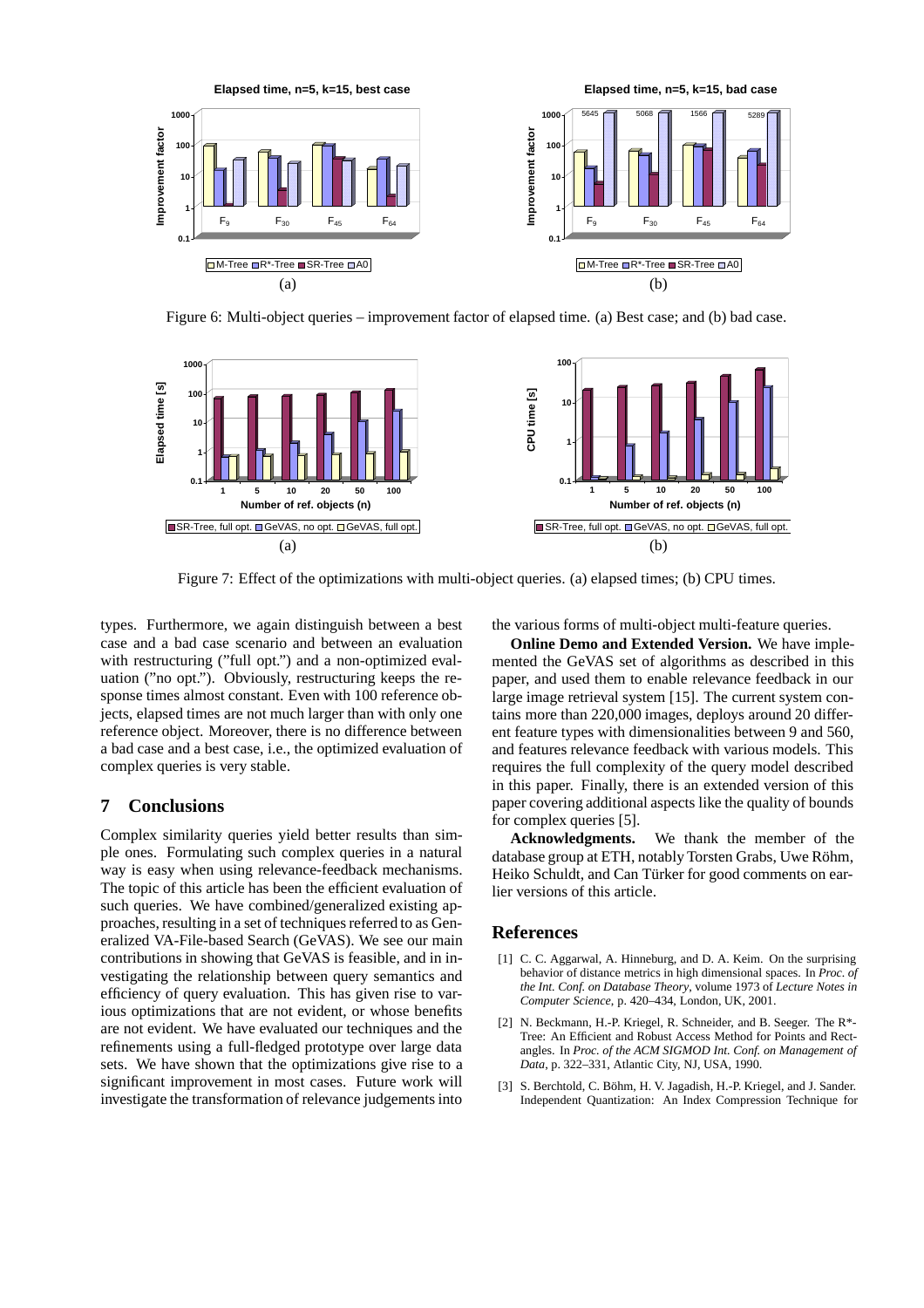Figure 6: Multi-object queries – improvement factor of elapsed time. (a) Best case; and (b) bad case.

Figure 7: Effect of the optimizations with multi-object queries. (a) elapsed times; (b) CPU times.

types. Furthermore, we again distinguish between a best case and a bad case scenario and between an evaluation with restructuring ("full opt.") and a non-optimized evaluation ("no opt."). Obviously, restructuring keeps the response times almost constant. Even with 100 reference objects, elapsed times are not much larger than with only one reference object. Moreover, there is no difference between a bad case and a best case, i.e., the optimized evaluation of complex queries is very stable.

## 7 Conclusions

Complex similarity queries yield better results than simple ones. Formulating such complex queries in a natural way is easy when using relevance-feedback mechanisms. The topic of this article has been the efficient evaluation of such queries. We have combined/generalized existing approaches, resulting in a set of techniques referred to as Generalized VA-File-based Search (GeVAS). We see our main contributions in showing that GeVAS is feasible, and in investigating the relationship between query semantics and efficiency of query evaluation. This has given rise to various optimizations that are not evident, or whose benefits are not evident. We have evaluated our techniques and the refinements using a full-fledged prototype over large data sets. We have shown that the optimizations give rise to a significant improvement in most cases. Future work will investigate the transformation of relevance judgements into the various forms of multi-object multi-feature queries.

**Online Demo and Extended Version.** We have implemented the GeVAS set of algorithms as described in this paper, and used them to enable relevance feedback in our large image retrieval system [15]. The current system contains more than 220,000 images, deploys around 20 different feature types with dimensionalities between 9 and 560, and features relevance feedback with various models. This requires the full complexity of the query model described in this paper. Finally, there is an extended version of this paper covering additional aspects like the quality of bounds for complex queries [5].

**Acknowledgments.** We thank the member of the database group at ETH, notably Torsten Grabs, Uwe Röhm, Heiko Schuldt, and Can Türker for good comments on earlier versions of this article.

## References

[1] C. C. Aggarwal, A. Hinneburg, and D. A. Keim. On the surprising behavior of distance metrics in high dimensional spaces. In *Proc. of the Int. Conf. on Database Theory*, volume 1973 of *Lecture Notes in Computer Science*, p. 420–434, London, UK, 2001.

[2] N. Beckmann, H.-P. Kriegel, R. Schneider, and B. Seeger. The R*-Tree: An Efficient and Robust Access Method for Points and Rectangles. In *Proc. of the ACM SIGMOD Int. Conf. on Management of Data*, p. 322–331, Atlantic City, NJ, USA, 1990.

[3] S. Berchtold, C. Böhm, H. V. Jagadish, H.-P. Kriegel, and J. Sander. Independent Quantization: An Index Compression Technique for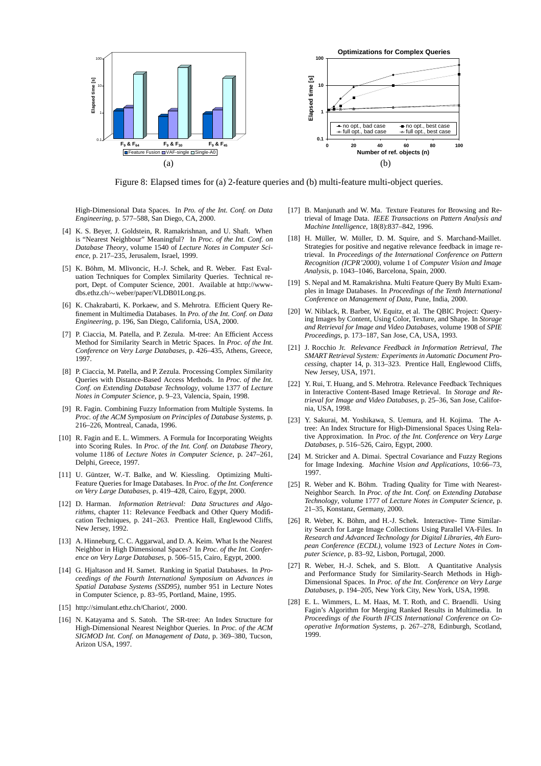100

10

1

0.1

Elapsed time [s]

$F_9$ & $F_{64}$

$F_9$ & $F_{30}$

$F_9$ & $F_{45}$

Feature Fusion  VAF-single  Single-A0

(a)

Optimizations for Complex Queries

100

10

1

0.1

Elapsed time [s]

0  20  40  60  80  100

Number of ref. objects (n)

no opt., bad case  no opt., best case  full opt., bad case  full opt., best case

(b)

Figure 8: Elapsed times for (a) 2-feature queries and (b) multi-feature multi-object queries.

High-Dimensional Data Spaces. In *Pro. of the Int. Conf. on Data Engineering*, p. 577–588, San Diego, CA, 2000.

[4] K. S. Beyer, J. Goldstein, R. Ramakrishnan, and U. Shaft. When is "Nearest Neighbour" Meaningful? In *Proc. of the Int. Conf. on Database Theory*, volume 1540 of *Lecture Notes in Computer Science*, p. 217–235, Jerusalem, Israel, 1999.

[5] K. Böhm, M. Mlivoncic, H.-J. Schek, and R. Weber. Fast Evaluation Techniques for Complex Similarity Queries. Technical report, Dept. of Computer Science, 2001. Available at http://www-dbs.ethz.ch/~weber/paper/VLDB01Long.ps.

[6] K. Chakrabarti, K. Porkaew, and S. Mehrotra. Efficient Query Refinement in Multimedia Databases. In *Pro. of the Int. Conf. on Data Engineering*, p. 196, San Diego, California, USA, 2000.

[7] P. Ciaccia, M. Patella, and P. Zezula. M-tree: An Efficient Access Method for Similarity Search in Metric Spaces. In *Proc. of the Int. Conference on Very Large Databases*, p. 426–435, Athens, Greece, 1997.

[8] P. Ciaccia, M. Patella, and P. Zezula. Processing Complex Similarity Queries with Distance-Based Access Methods. In *Proc. of the Int. Conf. on Extending Database Technology*, volume 1377 of *Lecture Notes in Computer Science*, p. 9–23, Valencia, Spain, 1998.

[9] R. Fagin. Combining Fuzzy Information from Multiple Systems. In *Proc. of the ACM Symposium on Principles of Database Systems*, p. 216–226, Montreal, Canada, 1996.

[10] R. Fagin and E. L. Wimmers. A Formula for Incorporating Weights into Scoring Rules. In *Proc. of the Int. Conf. on Database Theory*, volume 1186 of *Lecture Notes in Computer Science*, p. 247–261, Delphi, Greece, 1997.

[11] U. Güntzer, W.-T. Balke, and W. Kiessling. Optimizing Multi-Feature Queries for Image Databases. In *Proc. of the Int. Conference on Very Large Databases*, p. 419–428, Cairo, Egypt, 2000.

[12] D. Harman. *Information Retrieval: Data Structures and Algorithms*, chapter 11: Relevance Feedback and Other Query Modification Techniques, p. 241–263. Prentice Hall, Englewood Cliffs, New Jersey, 1992.

[13] A. Hinneburg, C. C. Aggarwal, and D. A. Keim. What Is the Nearest Neighbor in High Dimensional Spaces? In *Proc. of the Int. Conference on Very Large Databases*, p. 506–515, Cairo, Egypt, 2000.

[14] G. Hjaltason and H. Samet. Ranking in Spatial Databases. In *Proceedings of the Fourth International Symposium on Advances in Spatial Database Systems (SSD95)*, number 951 in Lecture Notes in Computer Science, p. 83–95, Portland, Maine, 1995.

[15] http://simulant.ethz.ch/Chariot/, 2000.

[16] N. Katayama and S. Satoh. The SR-tree: An Index Structure for High-Dimensional Nearest Neighbor Queries. In *Proc. of the ACM SIGMOD Int. Conf. on Management of Data*, p. 369–380, Tucson, Arizon USA, 1997.

[17] B. Manjunath and W. Ma. Texture Features for Browsing and Retrieval of Image Data. *IEEE Transactions on Pattern Analysis and Machine Intelligence*, 18(8):837–842, 1996.

[18] H. Müller, W. Müller, D. M. Squire, and S. Marchand-Maillet. Strategies for positive and negative relevance feedback in image retrieval. In *Proceedings of the International Conference on Pattern Recognition (ICPR'2000)*, volume 1 of *Computer Vision and Image Analysis*, p. 1043–1046, Barcelona, Spain, 2000.

[19] S. Nepal and M. Ramakrishna. Multi Feature Query By Multi Examples in Image Databases. In *Proceedings of the Tenth International Conference on Management of Data*, Pune, India, 2000.

[20] W. Niblack, R. Barber, W. Equitz, et al. The QBIC Project: Querying Images by Content, Using Color, Texture, and Shape. In *Storage and Retrieval for Image and Video Databases*, volume 1908 of *SPIE Proceedings*, p. 173–187, San Jose, CA, USA, 1993.

[21] J. Rocchio Jr. *Relevance Feedback in Information Retrieval, The SMART Retrieval System: Experiments in Automatic Document Processing*, chapter 14, p. 313–323. Prentice Hall, Englewood Cliffs, New Jersey, USA, 1971.

[22] Y. Rui, T. Huang, and S. Mehrotra. Relevance Feedback Techniques in Interactive Content-Based Image Retrieval. In *Storage and Retrieval for Image and Video Databases*, p. 25–36, San Jose, California, USA, 1998.

[23] Y. Sakurai, M. Yoshikawa, S. Uemura, and H. Kojima. The A-tree: An Index Structure for High-Dimensional Spaces Using Relative Approximation. In *Proc. of the Int. Conference on Very Large Databases*, p. 516–526, Cairo, Egypt, 2000.

[24] M. Stricker and A. Dimai. Spectral Covariance and Fuzzy Regions for Image Indexing. *Machine Vision and Applications*, 10:66–73, 1997.

[25] R. Weber and K. Böhm. Trading Quality for Time with Nearest-Neighbor Search. In *Proc. of the Int. Conf. on Extending Database Technology*, volume 1777 of *Lecture Notes in Computer Science*, p. 21–35, Konstanz, Germany, 2000.

[26] R. Weber, K. Böhm, and H.-J. Schek. Interactive- Time Similarity Search for Large Image Collections Using Parallel VA-Files. In *Research and Advanced Technology for Digital Libraries, 4th European Conference (ECDL)*, volume 1923 of *Lecture Notes in Computer Science*, p. 83–92, Lisbon, Portugal, 2000.

[27] R. Weber, H.-J. Schek, and S. Blott. A Quantitative Analysis and Performance Study for Similarity-Search Methods in High-Dimensional Spaces. In *Proc. of the Int. Conference on Very Large Databases*, p. 194–205, New York City, New York, USA, 1998.

[28] E. L. Wimmers, L. M. Haas, M. T. Roth, and C. Braendli. Using Fagin's Algorithm for Merging Ranked Results in Multimedia. In *Proceedings of the Fourth IFCIS International Conference on Cooperative Information Systems*, p. 267–278, Edinburgh, Scotland, 1999.